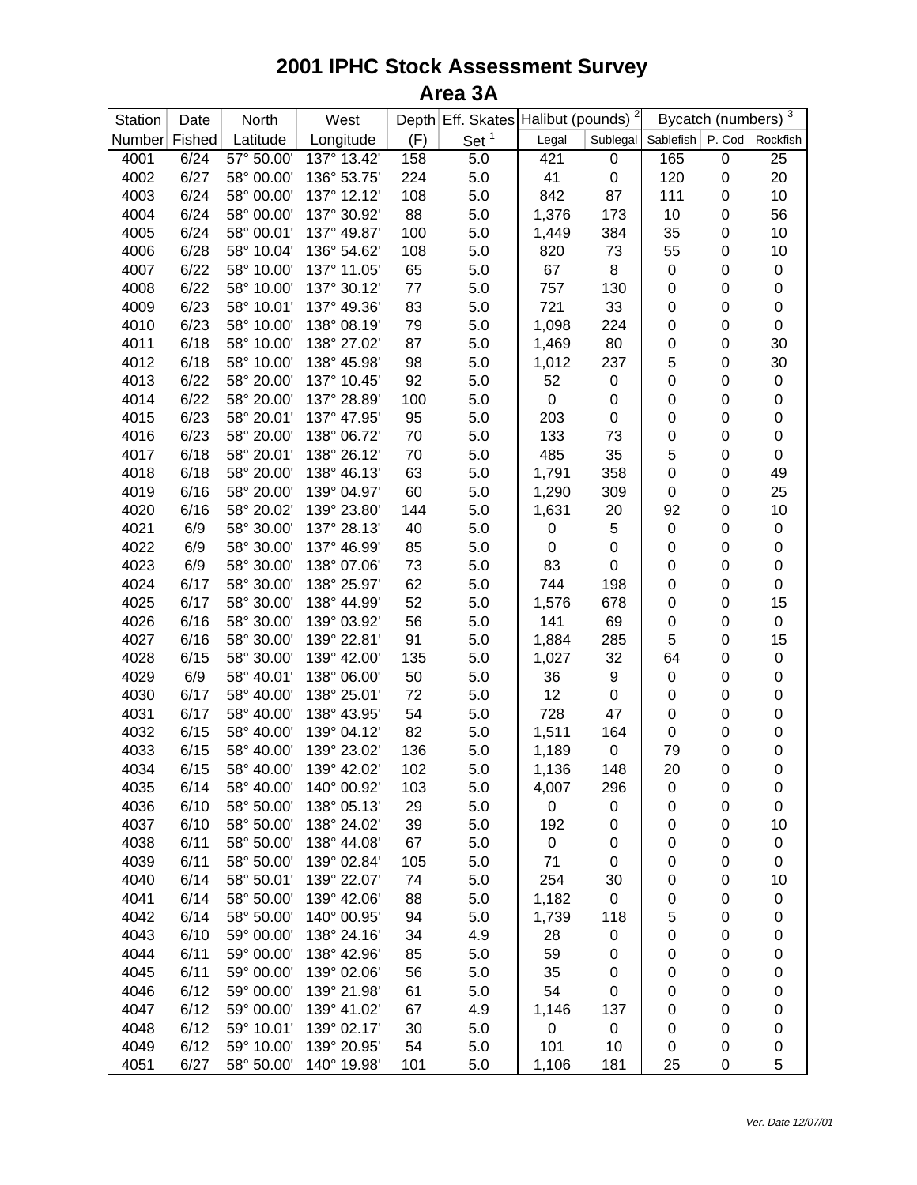# 2001 IPHC Stock Assessment Survey

## Area 3A

| Station | Date | North | West | Depth | Eff. Skates | Halibut (pounds) [2] | | Bycatch (numbers) [3] | | |
|---|---|---|---|---|---|---|---|---|---|---|
| Number | Fished | Latitude | Longitude | (F) | Set [1] | Legal | Sublegal | Sablefish | P. Cod | Rockfish |
| 4001 | 6/24 | 57° 50.00' | 137° 13.42' | 158 | 5.0 | 421 | 0 | 165 | 0 | 25 |
| 4002 | 6/27 | 58° 00.00' | 136° 53.75' | 224 | 5.0 | 41 | 0 | 120 | 0 | 20 |
| 4003 | 6/24 | 58° 00.00' | 137° 12.12' | 108 | 5.0 | 842 | 87 | 111 | 0 | 10 |
| 4004 | 6/24 | 58° 00.00' | 137° 30.92' | 88 | 5.0 | 1,376 | 173 | 10 | 0 | 56 |
| 4005 | 6/24 | 58° 00.01' | 137° 49.87' | 100 | 5.0 | 1,449 | 384 | 35 | 0 | 10 |
| 4006 | 6/28 | 58° 10.04' | 136° 54.62' | 108 | 5.0 | 820 | 73 | 55 | 0 | 10 |
| 4007 | 6/22 | 58° 10.00' | 137° 11.05' | 65 | 5.0 | 67 | 8 | 0 | 0 | 0 |
| 4008 | 6/22 | 58° 10.00' | 137° 30.12' | 77 | 5.0 | 757 | 130 | 0 | 0 | 0 |
| 4009 | 6/23 | 58° 10.01' | 137° 49.36' | 83 | 5.0 | 721 | 33 | 0 | 0 | 0 |
| 4010 | 6/23 | 58° 10.00' | 138° 08.19' | 79 | 5.0 | 1,098 | 224 | 0 | 0 | 0 |
| 4011 | 6/18 | 58° 10.00' | 138° 27.02' | 87 | 5.0 | 1,469 | 80 | 0 | 0 | 30 |
| 4012 | 6/18 | 58° 10.00' | 138° 45.98' | 98 | 5.0 | 1,012 | 237 | 5 | 0 | 30 |
| 4013 | 6/22 | 58° 20.00' | 137° 10.45' | 92 | 5.0 | 52 | 0 | 0 | 0 | 0 |
| 4014 | 6/22 | 58° 20.00' | 137° 28.89' | 100 | 5.0 | 0 | 0 | 0 | 0 | 0 |
| 4015 | 6/23 | 58° 20.01' | 137° 47.95' | 95 | 5.0 | 203 | 0 | 0 | 0 | 0 |
| 4016 | 6/23 | 58° 20.00' | 138° 06.72' | 70 | 5.0 | 133 | 73 | 0 | 0 | 0 |
| 4017 | 6/18 | 58° 20.01' | 138° 26.12' | 70 | 5.0 | 485 | 35 | 5 | 0 | 0 |
| 4018 | 6/18 | 58° 20.00' | 138° 46.13' | 63 | 5.0 | 1,791 | 358 | 0 | 0 | 49 |
| 4019 | 6/16 | 58° 20.00' | 139° 04.97' | 60 | 5.0 | 1,290 | 309 | 0 | 0 | 25 |
| 4020 | 6/16 | 58° 20.02' | 139° 23.80' | 144 | 5.0 | 1,631 | 20 | 92 | 0 | 10 |
| 4021 | 6/9 | 58° 30.00' | 137° 28.13' | 40 | 5.0 | 0 | 5 | 0 | 0 | 0 |
| 4022 | 6/9 | 58° 30.00' | 137° 46.99' | 85 | 5.0 | 0 | 0 | 0 | 0 | 0 |
| 4023 | 6/9 | 58° 30.00' | 138° 07.06' | 73 | 5.0 | 83 | 0 | 0 | 0 | 0 |
| 4024 | 6/17 | 58° 30.00' | 138° 25.97' | 62 | 5.0 | 744 | 198 | 0 | 0 | 0 |
| 4025 | 6/17 | 58° 30.00' | 138° 44.99' | 52 | 5.0 | 1,576 | 678 | 0 | 0 | 15 |
| 4026 | 6/16 | 58° 30.00' | 139° 03.92' | 56 | 5.0 | 141 | 69 | 0 | 0 | 0 |
| 4027 | 6/16 | 58° 30.00' | 139° 22.81' | 91 | 5.0 | 1,884 | 285 | 5 | 0 | 15 |
| 4028 | 6/15 | 58° 30.00' | 139° 42.00' | 135 | 5.0 | 1,027 | 32 | 64 | 0 | 0 |
| 4029 | 6/9 | 58° 40.01' | 138° 06.00' | 50 | 5.0 | 36 | 9 | 0 | 0 | 0 |
| 4030 | 6/17 | 58° 40.00' | 138° 25.01' | 72 | 5.0 | 12 | 0 | 0 | 0 | 0 |
| 4031 | 6/17 | 58° 40.00' | 138° 43.95' | 54 | 5.0 | 728 | 47 | 0 | 0 | 0 |
| 4032 | 6/15 | 58° 40.00' | 139° 04.12' | 82 | 5.0 | 1,511 | 164 | 0 | 0 | 0 |
| 4033 | 6/15 | 58° 40.00' | 139° 23.02' | 136 | 5.0 | 1,189 | 0 | 79 | 0 | 0 |
| 4034 | 6/15 | 58° 40.00' | 139° 42.02' | 102 | 5.0 | 1,136 | 148 | 20 | 0 | 0 |
| 4035 | 6/14 | 58° 40.00' | 140° 00.92' | 103 | 5.0 | 4,007 | 296 | 0 | 0 | 0 |
| 4036 | 6/10 | 58° 50.00' | 138° 05.13' | 29 | 5.0 | 0 | 0 | 0 | 0 | 0 |
| 4037 | 6/10 | 58° 50.00' | 138° 24.02' | 39 | 5.0 | 192 | 0 | 0 | 0 | 10 |
| 4038 | 6/11 | 58° 50.00' | 138° 44.08' | 67 | 5.0 | 0 | 0 | 0 | 0 | 0 |
| 4039 | 6/11 | 58° 50.00' | 139° 02.84' | 105 | 5.0 | 71 | 0 | 0 | 0 | 0 |
| 4040 | 6/14 | 58° 50.01' | 139° 22.07' | 74 | 5.0 | 254 | 30 | 0 | 0 | 10 |
| 4041 | 6/14 | 58° 50.00' | 139° 42.06' | 88 | 5.0 | 1,182 | 0 | 0 | 0 | 0 |
| 4042 | 6/14 | 58° 50.00' | 140° 00.95' | 94 | 5.0 | 1,739 | 118 | 5 | 0 | 0 |
| 4043 | 6/10 | 59° 00.00' | 138° 24.16' | 34 | 4.9 | 28 | 0 | 0 | 0 | 0 |
| 4044 | 6/11 | 59° 00.00' | 138° 42.96' | 85 | 5.0 | 59 | 0 | 0 | 0 | 0 |
| 4045 | 6/11 | 59° 00.00' | 139° 02.06' | 56 | 5.0 | 35 | 0 | 0 | 0 | 0 |
| 4046 | 6/12 | 59° 00.00' | 139° 21.98' | 61 | 5.0 | 54 | 0 | 0 | 0 | 0 |
| 4047 | 6/12 | 59° 00.00' | 139° 41.02' | 67 | 4.9 | 1,146 | 137 | 0 | 0 | 0 |
| 4048 | 6/12 | 59° 10.01' | 139° 02.17' | 30 | 5.0 | 0 | 0 | 0 | 0 | 0 |
| 4049 | 6/12 | 59° 10.00' | 139° 20.95' | 54 | 5.0 | 101 | 10 | 0 | 0 | 0 |
| 4051 | 6/27 | 58° 50.00' | 140° 19.98' | 101 | 5.0 | 1,106 | 181 | 25 | 0 | 5 |

*Ver. Date 12/07/01*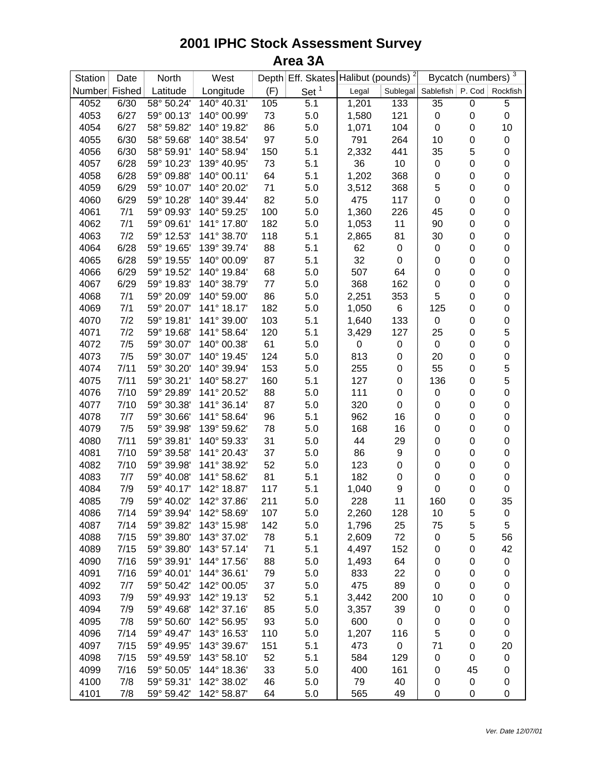# 2001 IPHC Stock Assessment Survey
## Area 3A

| Station | Date | North | West | Depth | Eff. Skates | Halibut (pounds)[2] | | Bycatch (numbers)[3] | | |
|---|---|---|---|---|---|---|---|---|---|---|
| Number | Fished | Latitude | Longitude | (F) | Set[1] | Legal | Sublegal | Sablefish | P. Cod | Rockfish |
| 4052 | 6/30 | 58° 50.24' | 140° 40.31' | 105 | 5.1 | 1,201 | 133 | 35 | 0 | 5 |
| 4053 | 6/27 | 59° 00.13' | 140° 00.99' | 73 | 5.0 | 1,580 | 121 | 0 | 0 | 0 |
| 4054 | 6/27 | 58° 59.82' | 140° 19.82' | 86 | 5.0 | 1,071 | 104 | 0 | 0 | 10 |
| 4055 | 6/30 | 58° 59.68' | 140° 38.54' | 97 | 5.0 | 791 | 264 | 10 | 0 | 0 |
| 4056 | 6/30 | 58° 59.91' | 140° 58.94' | 150 | 5.1 | 2,332 | 441 | 35 | 5 | 0 |
| 4057 | 6/28 | 59° 10.23' | 139° 40.95' | 73 | 5.1 | 36 | 10 | 0 | 0 | 0 |
| 4058 | 6/28 | 59° 09.88' | 140° 00.11' | 64 | 5.1 | 1,202 | 368 | 0 | 0 | 0 |
| 4059 | 6/29 | 59° 10.07' | 140° 20.02' | 71 | 5.0 | 3,512 | 368 | 5 | 0 | 0 |
| 4060 | 6/29 | 59° 10.28' | 140° 39.44' | 82 | 5.0 | 475 | 117 | 0 | 0 | 0 |
| 4061 | 7/1 | 59° 09.93' | 140° 59.25' | 100 | 5.0 | 1,360 | 226 | 45 | 0 | 0 |
| 4062 | 7/1 | 59° 09.61' | 141° 17.80' | 182 | 5.0 | 1,053 | 11 | 90 | 0 | 0 |
| 4063 | 7/2 | 59° 12.53' | 141° 38.70' | 118 | 5.1 | 2,865 | 81 | 30 | 0 | 0 |
| 4064 | 6/28 | 59° 19.65' | 139° 39.74' | 88 | 5.1 | 62 | 0 | 0 | 0 | 0 |
| 4065 | 6/28 | 59° 19.55' | 140° 00.09' | 87 | 5.1 | 32 | 0 | 0 | 0 | 0 |
| 4066 | 6/29 | 59° 19.52' | 140° 19.84' | 68 | 5.0 | 507 | 64 | 0 | 0 | 0 |
| 4067 | 6/29 | 59° 19.83' | 140° 38.79' | 77 | 5.0 | 368 | 162 | 0 | 0 | 0 |
| 4068 | 7/1 | 59° 20.09' | 140° 59.00' | 86 | 5.0 | 2,251 | 353 | 5 | 0 | 0 |
| 4069 | 7/1 | 59° 20.07' | 141° 18.17' | 182 | 5.0 | 1,050 | 6 | 125 | 0 | 0 |
| 4070 | 7/2 | 59° 19.81' | 141° 39.00' | 103 | 5.1 | 1,640 | 133 | 0 | 0 | 0 |
| 4071 | 7/2 | 59° 19.68' | 141° 58.64' | 120 | 5.1 | 3,429 | 127 | 25 | 0 | 5 |
| 4072 | 7/5 | 59° 30.07' | 140° 00.38' | 61 | 5.0 | 0 | 0 | 0 | 0 | 0 |
| 4073 | 7/5 | 59° 30.07' | 140° 19.45' | 124 | 5.0 | 813 | 0 | 20 | 0 | 0 |
| 4074 | 7/11 | 59° 30.20' | 140° 39.94' | 153 | 5.0 | 255 | 0 | 55 | 0 | 5 |
| 4075 | 7/11 | 59° 30.21' | 140° 58.27' | 160 | 5.1 | 127 | 0 | 136 | 0 | 5 |
| 4076 | 7/10 | 59° 29.89' | 141° 20.52' | 88 | 5.0 | 111 | 0 | 0 | 0 | 0 |
| 4077 | 7/10 | 59° 30.38' | 141° 36.14' | 87 | 5.0 | 320 | 0 | 0 | 0 | 0 |
| 4078 | 7/7 | 59° 30.66' | 141° 58.64' | 96 | 5.1 | 962 | 16 | 0 | 0 | 0 |
| 4079 | 7/5 | 59° 39.98' | 139° 59.62' | 78 | 5.0 | 168 | 16 | 0 | 0 | 0 |
| 4080 | 7/11 | 59° 39.81' | 140° 59.33' | 31 | 5.0 | 44 | 29 | 0 | 0 | 0 |
| 4081 | 7/10 | 59° 39.58' | 141° 20.43' | 37 | 5.0 | 86 | 9 | 0 | 0 | 0 |
| 4082 | 7/10 | 59° 39.98' | 141° 38.92' | 52 | 5.0 | 123 | 0 | 0 | 0 | 0 |
| 4083 | 7/7 | 59° 40.08' | 141° 58.62' | 81 | 5.1 | 182 | 0 | 0 | 0 | 0 |
| 4084 | 7/9 | 59° 40.17' | 142° 18.87' | 117 | 5.1 | 1,040 | 9 | 0 | 0 | 0 |
| 4085 | 7/9 | 59° 40.02' | 142° 37.86' | 211 | 5.0 | 228 | 11 | 160 | 0 | 35 |
| 4086 | 7/14 | 59° 39.94' | 142° 58.69' | 107 | 5.0 | 2,260 | 128 | 10 | 5 | 0 |
| 4087 | 7/14 | 59° 39.82' | 143° 15.98' | 142 | 5.0 | 1,796 | 25 | 75 | 5 | 5 |
| 4088 | 7/15 | 59° 39.80' | 143° 37.02' | 78 | 5.1 | 2,609 | 72 | 0 | 5 | 56 |
| 4089 | 7/15 | 59° 39.80' | 143° 57.14' | 71 | 5.1 | 4,497 | 152 | 0 | 0 | 42 |
| 4090 | 7/16 | 59° 39.91' | 144° 17.56' | 88 | 5.0 | 1,493 | 64 | 0 | 0 | 0 |
| 4091 | 7/16 | 59° 40.01' | 144° 36.61' | 79 | 5.0 | 833 | 22 | 0 | 0 | 0 |
| 4092 | 7/7 | 59° 50.42' | 142° 00.05' | 37 | 5.0 | 475 | 89 | 0 | 0 | 0 |
| 4093 | 7/9 | 59° 49.93' | 142° 19.13' | 52 | 5.1 | 3,442 | 200 | 10 | 0 | 0 |
| 4094 | 7/9 | 59° 49.68' | 142° 37.16' | 85 | 5.0 | 3,357 | 39 | 0 | 0 | 0 |
| 4095 | 7/8 | 59° 50.60' | 142° 56.95' | 93 | 5.0 | 600 | 0 | 0 | 0 | 0 |
| 4096 | 7/14 | 59° 49.47' | 143° 16.53' | 110 | 5.0 | 1,207 | 116 | 5 | 0 | 0 |
| 4097 | 7/15 | 59° 49.95' | 143° 39.67' | 151 | 5.1 | 473 | 0 | 71 | 0 | 20 |
| 4098 | 7/15 | 59° 49.59' | 143° 58.10' | 52 | 5.1 | 584 | 129 | 0 | 0 | 0 |
| 4099 | 7/16 | 59° 50.05' | 144° 18.36' | 33 | 5.0 | 400 | 161 | 0 | 45 | 0 |
| 4100 | 7/8 | 59° 59.31' | 142° 38.02' | 46 | 5.0 | 79 | 40 | 0 | 0 | 0 |
| 4101 | 7/8 | 59° 59.42' | 142° 58.87' | 64 | 5.0 | 565 | 49 | 0 | 0 | 0 |

*Ver. Date 12/07/01*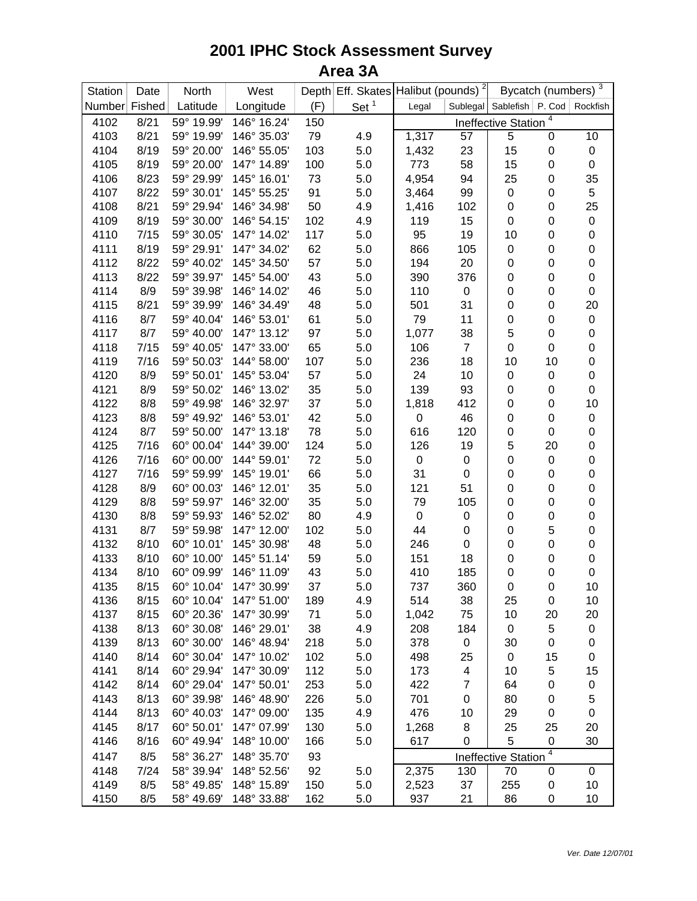# 2001 IPHC Stock Assessment Survey

## Area 3A

| Station Number | Date Fished | North Latitude | West Longitude | Depth (F) | Eff. Skates Set [1] | Halibut (pounds) [2] Legal | Sublegal | Bycatch (numbers) [3] Sablefish | P. Cod | Rockfish |
|---|---|---|---|---|---|---|---|---|---|---|
| 4102 | 8/21 | 59° 19.99' | 146° 16.24' | 150 | | Ineffective Station [4] | | | | |
| 4103 | 8/21 | 59° 19.99' | 146° 35.03' | 79 | 4.9 | 1,317 | 57 | 5 | 0 | 10 |
| 4104 | 8/19 | 59° 20.00' | 146° 55.05' | 103 | 5.0 | 1,432 | 23 | 15 | 0 | 0 |
| 4105 | 8/19 | 59° 20.00' | 147° 14.89' | 100 | 5.0 | 773 | 58 | 15 | 0 | 0 |
| 4106 | 8/23 | 59° 29.99' | 145° 16.01' | 73 | 5.0 | 4,954 | 94 | 25 | 0 | 35 |
| 4107 | 8/22 | 59° 30.01' | 145° 55.25' | 91 | 5.0 | 3,464 | 99 | 0 | 0 | 5 |
| 4108 | 8/21 | 59° 29.94' | 146° 34.98' | 50 | 4.9 | 1,416 | 102 | 0 | 0 | 25 |
| 4109 | 8/19 | 59° 30.00' | 146° 54.15' | 102 | 4.9 | 119 | 15 | 0 | 0 | 0 |
| 4110 | 7/15 | 59° 30.05' | 147° 14.02' | 117 | 5.0 | 95 | 19 | 10 | 0 | 0 |
| 4111 | 8/19 | 59° 29.91' | 147° 34.02' | 62 | 5.0 | 866 | 105 | 0 | 0 | 0 |
| 4112 | 8/22 | 59° 40.02' | 145° 34.50' | 57 | 5.0 | 194 | 20 | 0 | 0 | 0 |
| 4113 | 8/22 | 59° 39.97' | 145° 54.00' | 43 | 5.0 | 390 | 376 | 0 | 0 | 0 |
| 4114 | 8/9 | 59° 39.98' | 146° 14.02' | 46 | 5.0 | 110 | 0 | 0 | 0 | 0 |
| 4115 | 8/21 | 59° 39.99' | 146° 34.49' | 48 | 5.0 | 501 | 31 | 0 | 0 | 20 |
| 4116 | 8/7 | 59° 40.04' | 146° 53.01' | 61 | 5.0 | 79 | 11 | 0 | 0 | 0 |
| 4117 | 8/7 | 59° 40.00' | 147° 13.12' | 97 | 5.0 | 1,077 | 38 | 5 | 0 | 0 |
| 4118 | 7/15 | 59° 40.05' | 147° 33.00' | 65 | 5.0 | 106 | 7 | 0 | 0 | 0 |
| 4119 | 7/16 | 59° 50.03' | 144° 58.00' | 107 | 5.0 | 236 | 18 | 10 | 10 | 0 |
| 4120 | 8/9 | 59° 50.01' | 145° 53.04' | 57 | 5.0 | 24 | 10 | 0 | 0 | 0 |
| 4121 | 8/9 | 59° 50.02' | 146° 13.02' | 35 | 5.0 | 139 | 93 | 0 | 0 | 0 |
| 4122 | 8/8 | 59° 49.98' | 146° 32.97' | 37 | 5.0 | 1,818 | 412 | 0 | 0 | 10 |
| 4123 | 8/8 | 59° 49.92' | 146° 53.01' | 42 | 5.0 | 0 | 46 | 0 | 0 | 0 |
| 4124 | 8/7 | 59° 50.00' | 147° 13.18' | 78 | 5.0 | 616 | 120 | 0 | 0 | 0 |
| 4125 | 7/16 | 60° 00.04' | 144° 39.00' | 124 | 5.0 | 126 | 19 | 5 | 20 | 0 |
| 4126 | 7/16 | 60° 00.00' | 144° 59.01' | 72 | 5.0 | 0 | 0 | 0 | 0 | 0 |
| 4127 | 7/16 | 59° 59.99' | 145° 19.01' | 66 | 5.0 | 31 | 0 | 0 | 0 | 0 |
| 4128 | 8/9 | 60° 00.03' | 146° 12.01' | 35 | 5.0 | 121 | 51 | 0 | 0 | 0 |
| 4129 | 8/8 | 59° 59.97' | 146° 32.00' | 35 | 5.0 | 79 | 105 | 0 | 0 | 0 |
| 4130 | 8/8 | 59° 59.93' | 146° 52.02' | 80 | 4.9 | 0 | 0 | 0 | 0 | 0 |
| 4131 | 8/7 | 59° 59.98' | 147° 12.00' | 102 | 5.0 | 44 | 0 | 0 | 5 | 0 |
| 4132 | 8/10 | 60° 10.01' | 145° 30.98' | 48 | 5.0 | 246 | 0 | 0 | 0 | 0 |
| 4133 | 8/10 | 60° 10.00' | 145° 51.14' | 59 | 5.0 | 151 | 18 | 0 | 0 | 0 |
| 4134 | 8/10 | 60° 09.99' | 146° 11.09' | 43 | 5.0 | 410 | 185 | 0 | 0 | 0 |
| 4135 | 8/15 | 60° 10.04' | 147° 30.99' | 37 | 5.0 | 737 | 360 | 0 | 0 | 10 |
| 4136 | 8/15 | 60° 10.04' | 147° 51.00' | 189 | 4.9 | 514 | 38 | 25 | 0 | 10 |
| 4137 | 8/15 | 60° 20.36' | 147° 30.99' | 71 | 5.0 | 1,042 | 75 | 10 | 20 | 20 |
| 4138 | 8/13 | 60° 30.08' | 146° 29.01' | 38 | 4.9 | 208 | 184 | 0 | 5 | 0 |
| 4139 | 8/13 | 60° 30.00' | 146° 48.94' | 218 | 5.0 | 378 | 0 | 30 | 0 | 0 |
| 4140 | 8/14 | 60° 30.04' | 147° 10.02' | 102 | 5.0 | 498 | 25 | 0 | 15 | 0 |
| 4141 | 8/14 | 60° 29.94' | 147° 30.09' | 112 | 5.0 | 173 | 4 | 10 | 5 | 15 |
| 4142 | 8/14 | 60° 29.04' | 147° 50.01' | 253 | 5.0 | 422 | 7 | 64 | 0 | 0 |
| 4143 | 8/13 | 60° 39.98' | 146° 48.90' | 226 | 5.0 | 701 | 0 | 80 | 0 | 5 |
| 4144 | 8/13 | 60° 40.03' | 147° 09.00' | 135 | 4.9 | 476 | 10 | 29 | 0 | 0 |
| 4145 | 8/17 | 60° 50.01' | 147° 07.99' | 130 | 5.0 | 1,268 | 8 | 25 | 25 | 20 |
| 4146 | 8/16 | 60° 49.94' | 148° 10.00' | 166 | 5.0 | 617 | 0 | 5 | 0 | 30 |
| 4147 | 8/5 | 58° 36.27' | 148° 35.70' | 93 | | Ineffective Station [4] | | | | |
| 4148 | 7/24 | 58° 39.94' | 148° 52.56' | 92 | 5.0 | 2,375 | 130 | 70 | 0 | 0 |
| 4149 | 8/5 | 58° 49.85' | 148° 15.89' | 150 | 5.0 | 2,523 | 37 | 255 | 0 | 10 |
| 4150 | 8/5 | 58° 49.69' | 148° 33.88' | 162 | 5.0 | 937 | 21 | 86 | 0 | 10 |

*Ver. Date 12/07/01*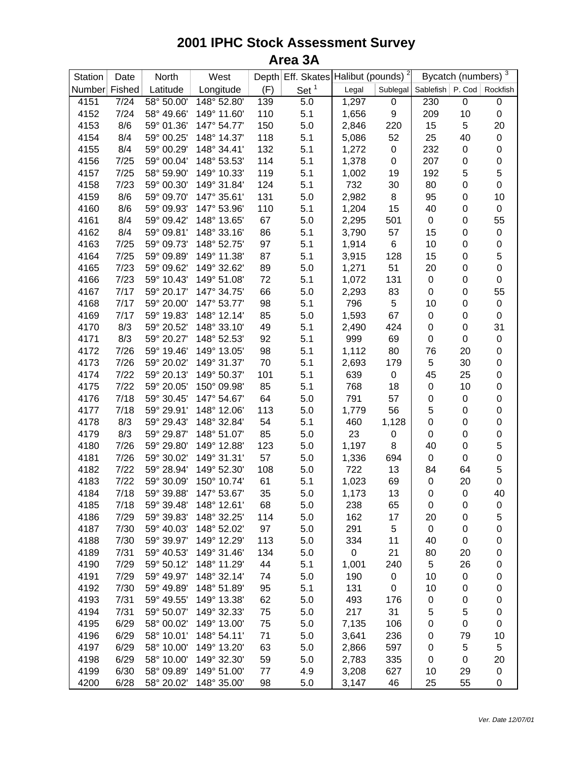# 2001 IPHC Stock Assessment Survey
## Area 3A

| Station | Date | North | West | Depth | Eff. Skates | Halibut (pounds) [2] | | Bycatch (numbers) [3] | | |
|---|---|---|---|---|---|---|---|---|---|---|
| Number | Fished | Latitude | Longitude | (F) | Set [1] | Legal | Sublegal | Sablefish | P. Cod | Rockfish |
| 4151 | 7/24 | 58° 50.00' | 148° 52.80' | 139 | 5.0 | 1,297 | 0 | 230 | 0 | 0 |
| 4152 | 7/24 | 58° 49.66' | 149° 11.60' | 110 | 5.1 | 1,656 | 9 | 209 | 10 | 0 |
| 4153 | 8/6 | 59° 01.36' | 147° 54.77' | 150 | 5.0 | 2,846 | 220 | 15 | 5 | 20 |
| 4154 | 8/4 | 59° 00.25' | 148° 14.37' | 118 | 5.1 | 5,086 | 52 | 25 | 40 | 0 |
| 4155 | 8/4 | 59° 00.29' | 148° 34.41' | 132 | 5.1 | 1,272 | 0 | 232 | 0 | 0 |
| 4156 | 7/25 | 59° 00.04' | 148° 53.53' | 114 | 5.1 | 1,378 | 0 | 207 | 0 | 0 |
| 4157 | 7/25 | 58° 59.90' | 149° 10.33' | 119 | 5.1 | 1,002 | 19 | 192 | 5 | 5 |
| 4158 | 7/23 | 59° 00.30' | 149° 31.84' | 124 | 5.1 | 732 | 30 | 80 | 0 | 0 |
| 4159 | 8/6 | 59° 09.70' | 147° 35.61' | 131 | 5.0 | 2,982 | 8 | 95 | 0 | 10 |
| 4160 | 8/6 | 59° 09.93' | 147° 53.96' | 110 | 5.1 | 1,204 | 15 | 40 | 0 | 0 |
| 4161 | 8/4 | 59° 09.42' | 148° 13.65' | 67 | 5.0 | 2,295 | 501 | 0 | 0 | 55 |
| 4162 | 8/4 | 59° 09.81' | 148° 33.16' | 86 | 5.1 | 3,790 | 57 | 15 | 0 | 0 |
| 4163 | 7/25 | 59° 09.73' | 148° 52.75' | 97 | 5.1 | 1,914 | 6 | 10 | 0 | 0 |
| 4164 | 7/25 | 59° 09.89' | 149° 11.38' | 87 | 5.1 | 3,915 | 128 | 15 | 0 | 5 |
| 4165 | 7/23 | 59° 09.62' | 149° 32.62' | 89 | 5.0 | 1,271 | 51 | 20 | 0 | 0 |
| 4166 | 7/23 | 59° 10.43' | 149° 51.08' | 72 | 5.1 | 1,072 | 131 | 0 | 0 | 0 |
| 4167 | 7/17 | 59° 20.17' | 147° 34.75' | 66 | 5.0 | 2,293 | 83 | 0 | 0 | 55 |
| 4168 | 7/17 | 59° 20.00' | 147° 53.77' | 98 | 5.1 | 796 | 5 | 10 | 0 | 0 |
| 4169 | 7/17 | 59° 19.83' | 148° 12.14' | 85 | 5.0 | 1,593 | 67 | 0 | 0 | 0 |
| 4170 | 8/3 | 59° 20.52' | 148° 33.10' | 49 | 5.1 | 2,490 | 424 | 0 | 0 | 31 |
| 4171 | 8/3 | 59° 20.27' | 148° 52.53' | 92 | 5.1 | 999 | 69 | 0 | 0 | 0 |
| 4172 | 7/26 | 59° 19.46' | 149° 13.05' | 98 | 5.1 | 1,112 | 80 | 76 | 20 | 0 |
| 4173 | 7/26 | 59° 20.02' | 149° 31.37' | 70 | 5.1 | 2,693 | 179 | 5 | 30 | 0 |
| 4174 | 7/22 | 59° 20.13' | 149° 50.37' | 101 | 5.1 | 639 | 0 | 45 | 25 | 0 |
| 4175 | 7/22 | 59° 20.05' | 150° 09.98' | 85 | 5.1 | 768 | 18 | 0 | 10 | 0 |
| 4176 | 7/18 | 59° 30.45' | 147° 54.67' | 64 | 5.0 | 791 | 57 | 0 | 0 | 0 |
| 4177 | 7/18 | 59° 29.91' | 148° 12.06' | 113 | 5.0 | 1,779 | 56 | 5 | 0 | 0 |
| 4178 | 8/3 | 59° 29.43' | 148° 32.84' | 54 | 5.1 | 460 | 1,128 | 0 | 0 | 0 |
| 4179 | 8/3 | 59° 29.87' | 148° 51.07' | 85 | 5.0 | 23 | 0 | 0 | 0 | 0 |
| 4180 | 7/26 | 59° 29.80' | 149° 12.88' | 123 | 5.0 | 1,197 | 8 | 40 | 0 | 5 |
| 4181 | 7/26 | 59° 30.02' | 149° 31.31' | 57 | 5.0 | 1,336 | 694 | 0 | 0 | 0 |
| 4182 | 7/22 | 59° 28.94' | 149° 52.30' | 108 | 5.0 | 722 | 13 | 84 | 64 | 5 |
| 4183 | 7/22 | 59° 30.09' | 150° 10.74' | 61 | 5.1 | 1,023 | 69 | 0 | 20 | 0 |
| 4184 | 7/18 | 59° 39.88' | 147° 53.67' | 35 | 5.0 | 1,173 | 13 | 0 | 0 | 40 |
| 4185 | 7/18 | 59° 39.48' | 148° 12.61' | 68 | 5.0 | 238 | 65 | 0 | 0 | 0 |
| 4186 | 7/29 | 59° 39.83' | 148° 32.25' | 114 | 5.0 | 162 | 17 | 20 | 0 | 5 |
| 4187 | 7/30 | 59° 40.03' | 148° 52.02' | 97 | 5.0 | 291 | 5 | 0 | 0 | 0 |
| 4188 | 7/30 | 59° 39.97' | 149° 12.29' | 113 | 5.0 | 334 | 11 | 40 | 0 | 0 |
| 4189 | 7/31 | 59° 40.53' | 149° 31.46' | 134 | 5.0 | 0 | 21 | 80 | 20 | 0 |
| 4190 | 7/29 | 59° 50.12' | 148° 11.29' | 44 | 5.1 | 1,001 | 240 | 5 | 26 | 0 |
| 4191 | 7/29 | 59° 49.97' | 148° 32.14' | 74 | 5.0 | 190 | 0 | 10 | 0 | 0 |
| 4192 | 7/30 | 59° 49.89' | 148° 51.89' | 95 | 5.1 | 131 | 0 | 10 | 0 | 0 |
| 4193 | 7/31 | 59° 49.55' | 149° 13.38' | 62 | 5.0 | 493 | 176 | 0 | 0 | 0 |
| 4194 | 7/31 | 59° 50.07' | 149° 32.33' | 75 | 5.0 | 217 | 31 | 5 | 5 | 0 |
| 4195 | 6/29 | 58° 00.02' | 149° 13.00' | 75 | 5.0 | 7,135 | 106 | 0 | 0 | 0 |
| 4196 | 6/29 | 58° 10.01' | 148° 54.11' | 71 | 5.0 | 3,641 | 236 | 0 | 79 | 10 |
| 4197 | 6/29 | 58° 10.00' | 149° 13.20' | 63 | 5.0 | 2,866 | 597 | 0 | 5 | 5 |
| 4198 | 6/29 | 58° 10.00' | 149° 32.30' | 59 | 5.0 | 2,783 | 335 | 0 | 0 | 20 |
| 4199 | 6/30 | 58° 09.89' | 149° 51.00' | 77 | 4.9 | 3,208 | 627 | 10 | 29 | 0 |
| 4200 | 6/28 | 58° 20.02' | 148° 35.00' | 98 | 5.0 | 3,147 | 46 | 25 | 55 | 0 |

*Ver. Date 12/07/01*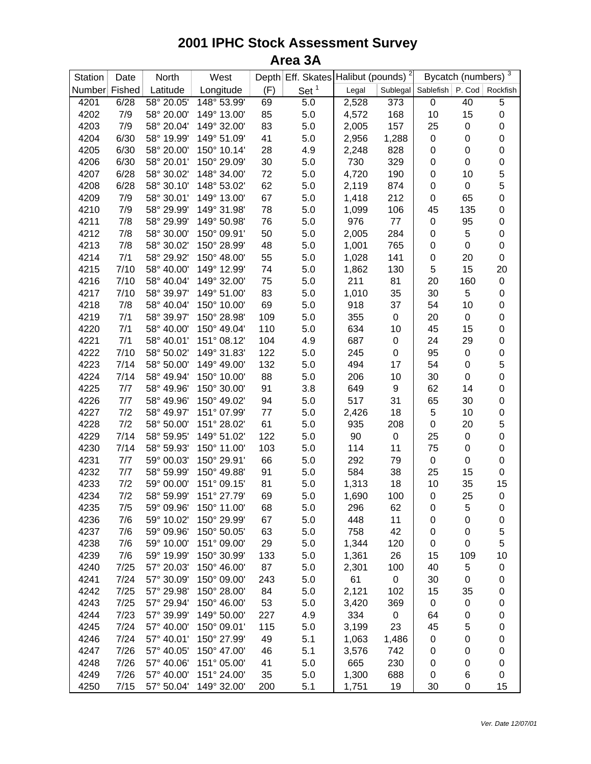# 2001 IPHC Stock Assessment Survey

## Area 3A

| Station Number | Date Fished | North Latitude | West Longitude | Depth (F) | Eff. Skates Set [1] | Halibut (pounds) [2] Legal | Sublegal | Bycatch (numbers) [3] Sablefish | P. Cod | Rockfish |
|---|---|---|---|---|---|---|---|---|---|---|
| 4201 | 6/28 | 58° 20.05' | 148° 53.99' | 69 | 5.0 | 2,528 | 373 | 0 | 40 | 5 |
| 4202 | 7/9 | 58° 20.00' | 149° 13.00' | 85 | 5.0 | 4,572 | 168 | 10 | 15 | 0 |
| 4203 | 7/9 | 58° 20.04' | 149° 32.00' | 83 | 5.0 | 2,005 | 157 | 25 | 0 | 0 |
| 4204 | 6/30 | 58° 19.99' | 149° 51.09' | 41 | 5.0 | 2,956 | 1,288 | 0 | 0 | 0 |
| 4205 | 6/30 | 58° 20.00' | 150° 10.14' | 28 | 4.9 | 2,248 | 828 | 0 | 0 | 0 |
| 4206 | 6/30 | 58° 20.01' | 150° 29.09' | 30 | 5.0 | 730 | 329 | 0 | 0 | 0 |
| 4207 | 6/28 | 58° 30.02' | 148° 34.00' | 72 | 5.0 | 4,720 | 190 | 0 | 10 | 5 |
| 4208 | 6/28 | 58° 30.10' | 148° 53.02' | 62 | 5.0 | 2,119 | 874 | 0 | 0 | 5 |
| 4209 | 7/9 | 58° 30.01' | 149° 13.00' | 67 | 5.0 | 1,418 | 212 | 0 | 65 | 0 |
| 4210 | 7/9 | 58° 29.99' | 149° 31.98' | 78 | 5.0 | 1,099 | 106 | 45 | 135 | 0 |
| 4211 | 7/8 | 58° 29.99' | 149° 50.98' | 76 | 5.0 | 976 | 77 | 0 | 95 | 0 |
| 4212 | 7/8 | 58° 30.00' | 150° 09.91' | 50 | 5.0 | 2,005 | 284 | 0 | 5 | 0 |
| 4213 | 7/8 | 58° 30.02' | 150° 28.99' | 48 | 5.0 | 1,001 | 765 | 0 | 0 | 0 |
| 4214 | 7/1 | 58° 29.92' | 150° 48.00' | 55 | 5.0 | 1,028 | 141 | 0 | 20 | 0 |
| 4215 | 7/10 | 58° 40.00' | 149° 12.99' | 74 | 5.0 | 1,862 | 130 | 5 | 15 | 20 |
| 4216 | 7/10 | 58° 40.04' | 149° 32.00' | 75 | 5.0 | 211 | 81 | 20 | 160 | 0 |
| 4217 | 7/10 | 58° 39.97' | 149° 51.00' | 83 | 5.0 | 1,010 | 35 | 30 | 5 | 0 |
| 4218 | 7/8 | 58° 40.04' | 150° 10.00' | 69 | 5.0 | 918 | 37 | 54 | 10 | 0 |
| 4219 | 7/1 | 58° 39.97' | 150° 28.98' | 109 | 5.0 | 355 | 0 | 20 | 0 | 0 |
| 4220 | 7/1 | 58° 40.00' | 150° 49.04' | 110 | 5.0 | 634 | 10 | 45 | 15 | 0 |
| 4221 | 7/1 | 58° 40.01' | 151° 08.12' | 104 | 4.9 | 687 | 0 | 24 | 29 | 0 |
| 4222 | 7/10 | 58° 50.02' | 149° 31.83' | 122 | 5.0 | 245 | 0 | 95 | 0 | 0 |
| 4223 | 7/14 | 58° 50.00' | 149° 49.00' | 132 | 5.0 | 494 | 17 | 54 | 0 | 5 |
| 4224 | 7/14 | 58° 49.94' | 150° 10.00' | 88 | 5.0 | 206 | 10 | 30 | 0 | 0 |
| 4225 | 7/7 | 58° 49.96' | 150° 30.00' | 91 | 3.8 | 649 | 9 | 62 | 14 | 0 |
| 4226 | 7/7 | 58° 49.96' | 150° 49.02' | 94 | 5.0 | 517 | 31 | 65 | 30 | 0 |
| 4227 | 7/2 | 58° 49.97' | 151° 07.99' | 77 | 5.0 | 2,426 | 18 | 5 | 10 | 0 |
| 4228 | 7/2 | 58° 50.00' | 151° 28.02' | 61 | 5.0 | 935 | 208 | 0 | 20 | 5 |
| 4229 | 7/14 | 58° 59.95' | 149° 51.02' | 122 | 5.0 | 90 | 0 | 25 | 0 | 0 |
| 4230 | 7/14 | 58° 59.93' | 150° 11.00' | 103 | 5.0 | 114 | 11 | 75 | 0 | 0 |
| 4231 | 7/7 | 59° 00.03' | 150° 29.91' | 66 | 5.0 | 292 | 79 | 0 | 0 | 0 |
| 4232 | 7/7 | 58° 59.99' | 150° 49.88' | 91 | 5.0 | 584 | 38 | 25 | 15 | 0 |
| 4233 | 7/2 | 59° 00.00' | 151° 09.15' | 81 | 5.0 | 1,313 | 18 | 10 | 35 | 15 |
| 4234 | 7/2 | 58° 59.99' | 151° 27.79' | 69 | 5.0 | 1,690 | 100 | 0 | 25 | 0 |
| 4235 | 7/5 | 59° 09.96' | 150° 11.00' | 68 | 5.0 | 296 | 62 | 0 | 5 | 0 |
| 4236 | 7/6 | 59° 10.02' | 150° 29.99' | 67 | 5.0 | 448 | 11 | 0 | 0 | 0 |
| 4237 | 7/6 | 59° 09.96' | 150° 50.05' | 63 | 5.0 | 758 | 42 | 0 | 0 | 5 |
| 4238 | 7/6 | 59° 10.00' | 151° 09.00' | 29 | 5.0 | 1,344 | 120 | 0 | 0 | 5 |
| 4239 | 7/6 | 59° 19.99' | 150° 30.99' | 133 | 5.0 | 1,361 | 26 | 15 | 109 | 10 |
| 4240 | 7/25 | 57° 20.03' | 150° 46.00' | 87 | 5.0 | 2,301 | 100 | 40 | 5 | 0 |
| 4241 | 7/24 | 57° 30.09' | 150° 09.00' | 243 | 5.0 | 61 | 0 | 30 | 0 | 0 |
| 4242 | 7/25 | 57° 29.98' | 150° 28.00' | 84 | 5.0 | 2,121 | 102 | 15 | 35 | 0 |
| 4243 | 7/25 | 57° 29.94' | 150° 46.00' | 53 | 5.0 | 3,420 | 369 | 0 | 0 | 0 |
| 4244 | 7/23 | 57° 39.99' | 149° 50.00' | 227 | 4.9 | 334 | 0 | 64 | 0 | 0 |
| 4245 | 7/24 | 57° 40.00' | 150° 09.01' | 115 | 5.0 | 3,199 | 23 | 45 | 5 | 0 |
| 4246 | 7/24 | 57° 40.01' | 150° 27.99' | 49 | 5.1 | 1,063 | 1,486 | 0 | 0 | 0 |
| 4247 | 7/26 | 57° 40.05' | 150° 47.00' | 46 | 5.1 | 3,576 | 742 | 0 | 0 | 0 |
| 4248 | 7/26 | 57° 40.06' | 151° 05.00' | 41 | 5.0 | 665 | 230 | 0 | 0 | 0 |
| 4249 | 7/26 | 57° 40.00' | 151° 24.00' | 35 | 5.0 | 1,300 | 688 | 0 | 6 | 0 |
| 4250 | 7/15 | 57° 50.04' | 149° 32.00' | 200 | 5.1 | 1,751 | 19 | 30 | 0 | 15 |

*Ver. Date 12/07/01*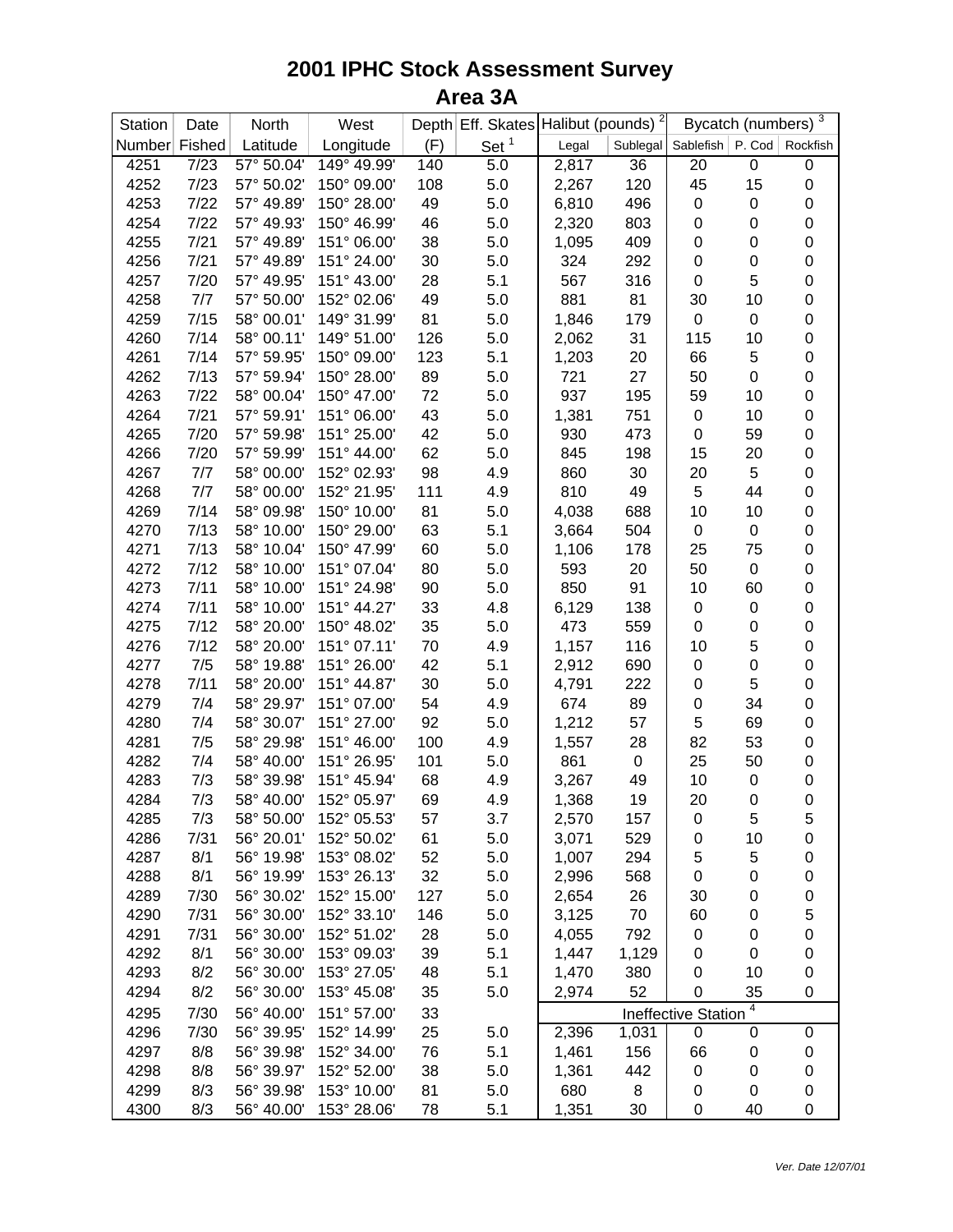# 2001 IPHC Stock Assessment Survey

## Area 3A

| Station | Date | North | West | Depth | Eff. Skates | Halibut (pounds) [2] | | Bycatch (numbers) [3] | | |
|---|---|---|---|---|---|---|---|---|---|---|
| Number | Fished | Latitude | Longitude | (F) | Set [1] | Legal | Sublegal | Sablefish | P. Cod | Rockfish |
| 4251 | 7/23 | 57° 50.04' | 149° 49.99' | 140 | 5.0 | 2,817 | 36 | 20 | 0 | 0 |
| 4252 | 7/23 | 57° 50.02' | 150° 09.00' | 108 | 5.0 | 2,267 | 120 | 45 | 15 | 0 |
| 4253 | 7/22 | 57° 49.89' | 150° 28.00' | 49 | 5.0 | 6,810 | 496 | 0 | 0 | 0 |
| 4254 | 7/22 | 57° 49.93' | 150° 46.99' | 46 | 5.0 | 2,320 | 803 | 0 | 0 | 0 |
| 4255 | 7/21 | 57° 49.89' | 151° 06.00' | 38 | 5.0 | 1,095 | 409 | 0 | 0 | 0 |
| 4256 | 7/21 | 57° 49.89' | 151° 24.00' | 30 | 5.0 | 324 | 292 | 0 | 0 | 0 |
| 4257 | 7/20 | 57° 49.95' | 151° 43.00' | 28 | 5.1 | 567 | 316 | 0 | 5 | 0 |
| 4258 | 7/7 | 57° 50.00' | 152° 02.06' | 49 | 5.0 | 881 | 81 | 30 | 10 | 0 |
| 4259 | 7/15 | 58° 00.01' | 149° 31.99' | 81 | 5.0 | 1,846 | 179 | 0 | 0 | 0 |
| 4260 | 7/14 | 58° 00.11' | 149° 51.00' | 126 | 5.0 | 2,062 | 31 | 115 | 10 | 0 |
| 4261 | 7/14 | 57° 59.95' | 150° 09.00' | 123 | 5.1 | 1,203 | 20 | 66 | 5 | 0 |
| 4262 | 7/13 | 57° 59.94' | 150° 28.00' | 89 | 5.0 | 721 | 27 | 50 | 0 | 0 |
| 4263 | 7/22 | 58° 00.04' | 150° 47.00' | 72 | 5.0 | 937 | 195 | 59 | 10 | 0 |
| 4264 | 7/21 | 57° 59.91' | 151° 06.00' | 43 | 5.0 | 1,381 | 751 | 0 | 10 | 0 |
| 4265 | 7/20 | 57° 59.98' | 151° 25.00' | 42 | 5.0 | 930 | 473 | 0 | 59 | 0 |
| 4266 | 7/20 | 57° 59.99' | 151° 44.00' | 62 | 5.0 | 845 | 198 | 15 | 20 | 0 |
| 4267 | 7/7 | 58° 00.00' | 152° 02.93' | 98 | 4.9 | 860 | 30 | 20 | 5 | 0 |
| 4268 | 7/7 | 58° 00.00' | 152° 21.95' | 111 | 4.9 | 810 | 49 | 5 | 44 | 0 |
| 4269 | 7/14 | 58° 09.98' | 150° 10.00' | 81 | 5.0 | 4,038 | 688 | 10 | 10 | 0 |
| 4270 | 7/13 | 58° 10.00' | 150° 29.00' | 63 | 5.1 | 3,664 | 504 | 0 | 0 | 0 |
| 4271 | 7/13 | 58° 10.04' | 150° 47.99' | 60 | 5.0 | 1,106 | 178 | 25 | 75 | 0 |
| 4272 | 7/12 | 58° 10.00' | 151° 07.04' | 80 | 5.0 | 593 | 20 | 50 | 0 | 0 |
| 4273 | 7/11 | 58° 10.00' | 151° 24.98' | 90 | 5.0 | 850 | 91 | 10 | 60 | 0 |
| 4274 | 7/11 | 58° 10.00' | 151° 44.27' | 33 | 4.8 | 6,129 | 138 | 0 | 0 | 0 |
| 4275 | 7/12 | 58° 20.00' | 150° 48.02' | 35 | 5.0 | 473 | 559 | 0 | 0 | 0 |
| 4276 | 7/12 | 58° 20.00' | 151° 07.11' | 70 | 4.9 | 1,157 | 116 | 10 | 5 | 0 |
| 4277 | 7/5 | 58° 19.88' | 151° 26.00' | 42 | 5.1 | 2,912 | 690 | 0 | 0 | 0 |
| 4278 | 7/11 | 58° 20.00' | 151° 44.87' | 30 | 5.0 | 4,791 | 222 | 0 | 5 | 0 |
| 4279 | 7/4 | 58° 29.97' | 151° 07.00' | 54 | 4.9 | 674 | 89 | 0 | 34 | 0 |
| 4280 | 7/4 | 58° 30.07' | 151° 27.00' | 92 | 5.0 | 1,212 | 57 | 5 | 69 | 0 |
| 4281 | 7/5 | 58° 29.98' | 151° 46.00' | 100 | 4.9 | 1,557 | 28 | 82 | 53 | 0 |
| 4282 | 7/4 | 58° 40.00' | 151° 26.95' | 101 | 5.0 | 861 | 0 | 25 | 50 | 0 |
| 4283 | 7/3 | 58° 39.98' | 151° 45.94' | 68 | 4.9 | 3,267 | 49 | 10 | 0 | 0 |
| 4284 | 7/3 | 58° 40.00' | 152° 05.97' | 69 | 4.9 | 1,368 | 19 | 20 | 0 | 0 |
| 4285 | 7/3 | 58° 50.00' | 152° 05.53' | 57 | 3.7 | 2,570 | 157 | 0 | 5 | 5 |
| 4286 | 7/31 | 56° 20.01' | 152° 50.02' | 61 | 5.0 | 3,071 | 529 | 0 | 10 | 0 |
| 4287 | 8/1 | 56° 19.98' | 153° 08.02' | 52 | 5.0 | 1,007 | 294 | 5 | 5 | 0 |
| 4288 | 8/1 | 56° 19.99' | 153° 26.13' | 32 | 5.0 | 2,996 | 568 | 0 | 0 | 0 |
| 4289 | 7/30 | 56° 30.02' | 152° 15.00' | 127 | 5.0 | 2,654 | 26 | 30 | 0 | 0 |
| 4290 | 7/31 | 56° 30.00' | 152° 33.10' | 146 | 5.0 | 3,125 | 70 | 60 | 0 | 5 |
| 4291 | 7/31 | 56° 30.00' | 152° 51.02' | 28 | 5.0 | 4,055 | 792 | 0 | 0 | 0 |
| 4292 | 8/1 | 56° 30.00' | 153° 09.03' | 39 | 5.1 | 1,447 | 1,129 | 0 | 0 | 0 |
| 4293 | 8/2 | 56° 30.00' | 153° 27.05' | 48 | 5.1 | 1,470 | 380 | 0 | 10 | 0 |
| 4294 | 8/2 | 56° 30.00' | 153° 45.08' | 35 | 5.0 | 2,974 | 52 | 0 | 35 | 0 |
| 4295 | 7/30 | 56° 40.00' | 151° 57.00' | 33 | | Ineffective Station [4] | | | | |
| 4296 | 7/30 | 56° 39.95' | 152° 14.99' | 25 | 5.0 | 2,396 | 1,031 | 0 | 0 | 0 |
| 4297 | 8/8 | 56° 39.98' | 152° 34.00' | 76 | 5.1 | 1,461 | 156 | 66 | 0 | 0 |
| 4298 | 8/8 | 56° 39.97' | 152° 52.00' | 38 | 5.0 | 1,361 | 442 | 0 | 0 | 0 |
| 4299 | 8/3 | 56° 39.98' | 153° 10.00' | 81 | 5.0 | 680 | 8 | 0 | 0 | 0 |
| 4300 | 8/3 | 56° 40.00' | 153° 28.06' | 78 | 5.1 | 1,351 | 30 | 0 | 40 | 0 |

*Ver. Date 12/07/01*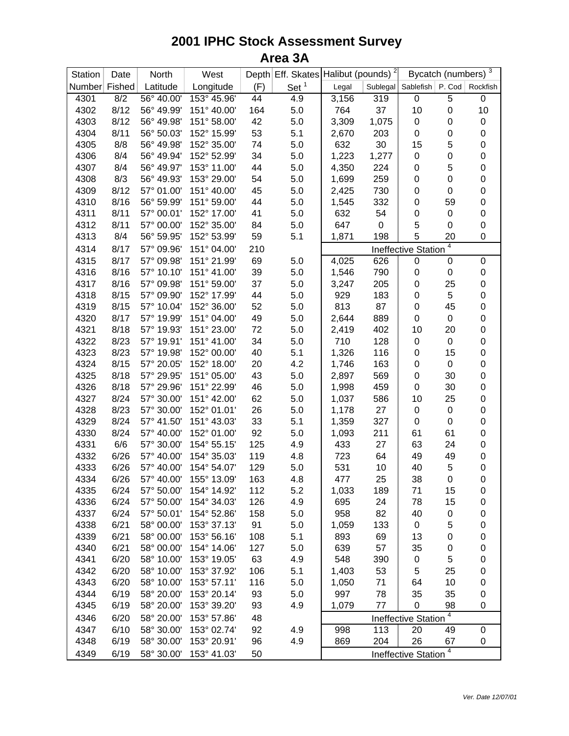# 2001 IPHC Stock Assessment Survey

## Area 3A

| Station | Date | North | West | Depth | Eff. Skates | Halibut (pounds) [2] | | Bycatch (numbers) [3] | | |
|---|---|---|---|---|---|---|---|---|---|---|
| Number | Fished | Latitude | Longitude | (F) | Set [1] | Legal | Sublegal | Sablefish | P. Cod | Rockfish |
| 4301 | 8/2 | 56° 40.00' | 153° 45.96' | 44 | 4.9 | 3,156 | 319 | 0 | 5 | 0 |
| 4302 | 8/12 | 56° 49.99' | 151° 40.00' | 164 | 5.0 | 764 | 37 | 10 | 0 | 10 |
| 4303 | 8/12 | 56° 49.98' | 151° 58.00' | 42 | 5.0 | 3,309 | 1,075 | 0 | 0 | 0 |
| 4304 | 8/11 | 56° 50.03' | 152° 15.99' | 53 | 5.1 | 2,670 | 203 | 0 | 0 | 0 |
| 4305 | 8/8 | 56° 49.98' | 152° 35.00' | 74 | 5.0 | 632 | 30 | 15 | 5 | 0 |
| 4306 | 8/4 | 56° 49.94' | 152° 52.99' | 34 | 5.0 | 1,223 | 1,277 | 0 | 0 | 0 |
| 4307 | 8/4 | 56° 49.97' | 153° 11.00' | 44 | 5.0 | 4,350 | 224 | 0 | 5 | 0 |
| 4308 | 8/3 | 56° 49.93' | 153° 29.00' | 54 | 5.0 | 1,699 | 259 | 0 | 0 | 0 |
| 4309 | 8/12 | 57° 01.00' | 151° 40.00' | 45 | 5.0 | 2,425 | 730 | 0 | 0 | 0 |
| 4310 | 8/16 | 56° 59.99' | 151° 59.00' | 44 | 5.0 | 1,545 | 332 | 0 | 59 | 0 |
| 4311 | 8/11 | 57° 00.01' | 152° 17.00' | 41 | 5.0 | 632 | 54 | 0 | 0 | 0 |
| 4312 | 8/11 | 57° 00.00' | 152° 35.00' | 84 | 5.0 | 647 | 0 | 5 | 0 | 0 |
| 4313 | 8/4 | 56° 59.95' | 152° 53.99' | 59 | 5.1 | 1,871 | 198 | 5 | 20 | 0 |
| 4314 | 8/17 | 57° 09.96' | 151° 04.00' | 210 | | Ineffective Station [4] | | | | |
| 4315 | 8/17 | 57° 09.98' | 151° 21.99' | 69 | 5.0 | 4,025 | 626 | 0 | 0 | 0 |
| 4316 | 8/16 | 57° 10.10' | 151° 41.00' | 39 | 5.0 | 1,546 | 790 | 0 | 0 | 0 |
| 4317 | 8/16 | 57° 09.98' | 151° 59.00' | 37 | 5.0 | 3,247 | 205 | 0 | 25 | 0 |
| 4318 | 8/15 | 57° 09.90' | 152° 17.99' | 44 | 5.0 | 929 | 183 | 0 | 5 | 0 |
| 4319 | 8/15 | 57° 10.04' | 152° 36.00' | 52 | 5.0 | 813 | 87 | 0 | 45 | 0 |
| 4320 | 8/17 | 57° 19.99' | 151° 04.00' | 49 | 5.0 | 2,644 | 889 | 0 | 0 | 0 |
| 4321 | 8/18 | 57° 19.93' | 151° 23.00' | 72 | 5.0 | 2,419 | 402 | 10 | 20 | 0 |
| 4322 | 8/23 | 57° 19.91' | 151° 41.00' | 34 | 5.0 | 710 | 128 | 0 | 0 | 0 |
| 4323 | 8/23 | 57° 19.98' | 152° 00.00' | 40 | 5.1 | 1,326 | 116 | 0 | 15 | 0 |
| 4324 | 8/15 | 57° 20.05' | 152° 18.00' | 20 | 4.2 | 1,746 | 163 | 0 | 0 | 0 |
| 4325 | 8/18 | 57° 29.95' | 151° 05.00' | 43 | 5.0 | 2,897 | 569 | 0 | 30 | 0 |
| 4326 | 8/18 | 57° 29.96' | 151° 22.99' | 46 | 5.0 | 1,998 | 459 | 0 | 30 | 0 |
| 4327 | 8/24 | 57° 30.00' | 151° 42.00' | 62 | 5.0 | 1,037 | 586 | 10 | 25 | 0 |
| 4328 | 8/23 | 57° 30.00' | 152° 01.01' | 26 | 5.0 | 1,178 | 27 | 0 | 0 | 0 |
| 4329 | 8/24 | 57° 41.50' | 151° 43.03' | 33 | 5.1 | 1,359 | 327 | 0 | 0 | 0 |
| 4330 | 8/24 | 57° 40.00' | 152° 01.00' | 92 | 5.0 | 1,093 | 211 | 61 | 61 | 0 |
| 4331 | 6/6 | 57° 30.00' | 154° 55.15' | 125 | 4.9 | 433 | 27 | 63 | 24 | 0 |
| 4332 | 6/26 | 57° 40.00' | 154° 35.03' | 119 | 4.8 | 723 | 64 | 49 | 49 | 0 |
| 4333 | 6/26 | 57° 40.00' | 154° 54.07' | 129 | 5.0 | 531 | 10 | 40 | 5 | 0 |
| 4334 | 6/26 | 57° 40.00' | 155° 13.09' | 163 | 4.8 | 477 | 25 | 38 | 0 | 0 |
| 4335 | 6/24 | 57° 50.00' | 154° 14.92' | 112 | 5.2 | 1,033 | 189 | 71 | 15 | 0 |
| 4336 | 6/24 | 57° 50.00' | 154° 34.03' | 126 | 4.9 | 695 | 24 | 78 | 15 | 0 |
| 4337 | 6/24 | 57° 50.01' | 154° 52.86' | 158 | 5.0 | 958 | 82 | 40 | 0 | 0 |
| 4338 | 6/21 | 58° 00.00' | 153° 37.13' | 91 | 5.0 | 1,059 | 133 | 0 | 5 | 0 |
| 4339 | 6/21 | 58° 00.00' | 153° 56.16' | 108 | 5.1 | 893 | 69 | 13 | 0 | 0 |
| 4340 | 6/21 | 58° 00.00' | 154° 14.06' | 127 | 5.0 | 639 | 57 | 35 | 0 | 0 |
| 4341 | 6/20 | 58° 10.00' | 153° 19.05' | 63 | 4.9 | 548 | 390 | 0 | 5 | 0 |
| 4342 | 6/20 | 58° 10.00' | 153° 37.92' | 106 | 5.1 | 1,403 | 53 | 5 | 25 | 0 |
| 4343 | 6/20 | 58° 10.00' | 153° 57.11' | 116 | 5.0 | 1,050 | 71 | 64 | 10 | 0 |
| 4344 | 6/19 | 58° 20.00' | 153° 20.14' | 93 | 5.0 | 997 | 78 | 35 | 35 | 0 |
| 4345 | 6/19 | 58° 20.00' | 153° 39.20' | 93 | 4.9 | 1,079 | 77 | 0 | 98 | 0 |
| 4346 | 6/20 | 58° 20.00' | 153° 57.86' | 48 | | Ineffective Station [4] | | | | |
| 4347 | 6/10 | 58° 30.00' | 153° 02.74' | 92 | 4.9 | 998 | 113 | 20 | 49 | 0 |
| 4348 | 6/19 | 58° 30.00' | 153° 20.91' | 96 | 4.9 | 869 | 204 | 26 | 67 | 0 |
| 4349 | 6/19 | 58° 30.00' | 153° 41.03' | 50 | | Ineffective Station [4] | | | | |

*Ver. Date 12/07/01*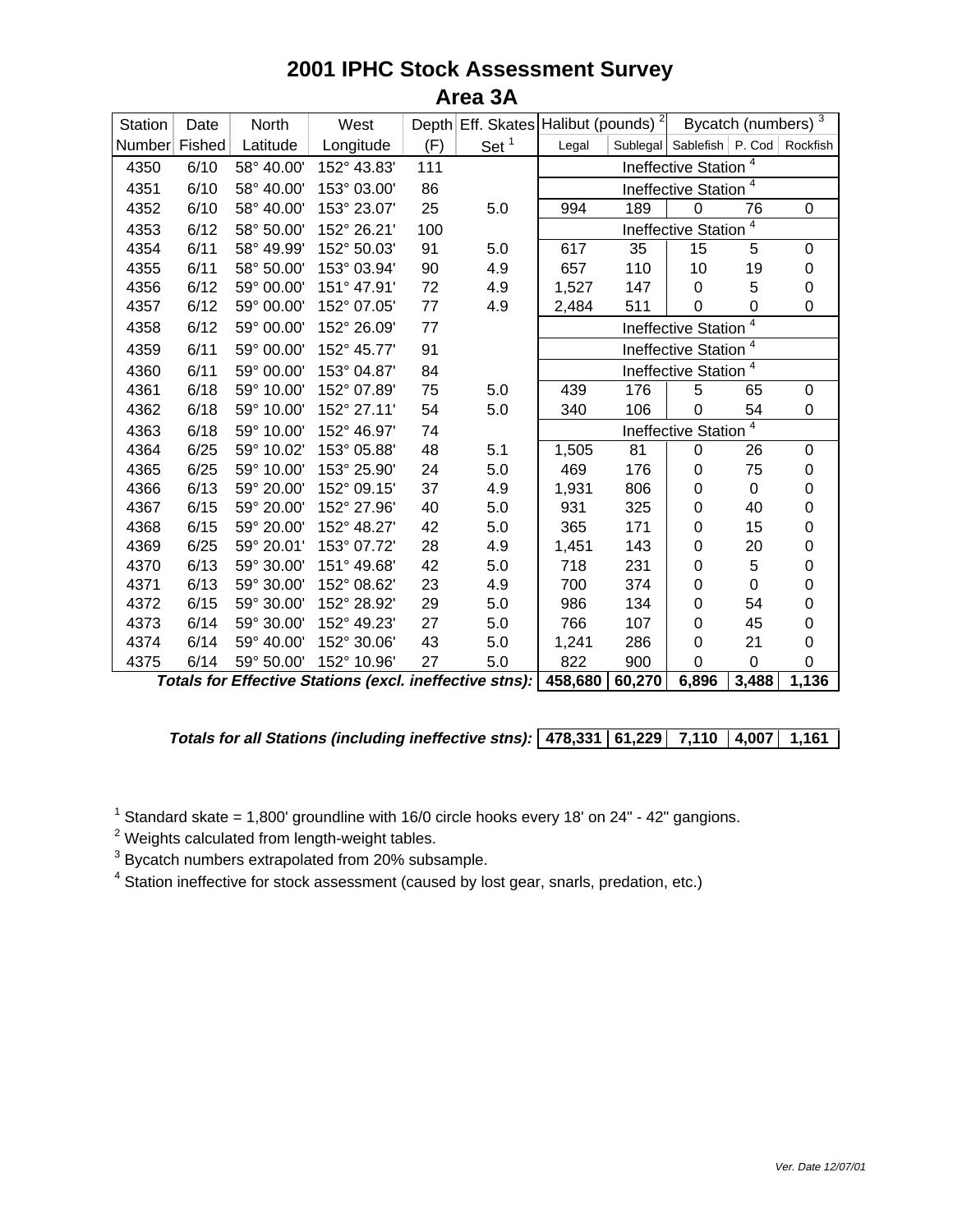# 2001 IPHC Stock Assessment Survey
## Area 3A

| Station Number | Date Fished | North Latitude | West Longitude | Depth (F) | Eff. Skates Set [1] | Halibut (pounds) [2] Legal | Sublegal | Bycatch (numbers) [3] Sablefish | P. Cod | Rockfish |
|---|---|---|---|---|---|---|---|---|---|---|
| 4350 | 6/10 | 58° 40.00' | 152° 43.83' | 111 | | Ineffective Station [4] | | | | |
| 4351 | 6/10 | 58° 40.00' | 153° 03.00' | 86 | | Ineffective Station [4] | | | | |
| 4352 | 6/10 | 58° 40.00' | 153° 23.07' | 25 | 5.0 | 994 | 189 | 0 | 76 | 0 |
| 4353 | 6/12 | 58° 50.00' | 152° 26.21' | 100 | | Ineffective Station [4] | | | | |
| 4354 | 6/11 | 58° 49.99' | 152° 50.03' | 91 | 5.0 | 617 | 35 | 15 | 5 | 0 |
| 4355 | 6/11 | 58° 50.00' | 153° 03.94' | 90 | 4.9 | 657 | 110 | 10 | 19 | 0 |
| 4356 | 6/12 | 59° 00.00' | 151° 47.91' | 72 | 4.9 | 1,527 | 147 | 0 | 5 | 0 |
| 4357 | 6/12 | 59° 00.00' | 152° 07.05' | 77 | 4.9 | 2,484 | 511 | 0 | 0 | 0 |
| 4358 | 6/12 | 59° 00.00' | 152° 26.09' | 77 | | Ineffective Station [4] | | | | |
| 4359 | 6/11 | 59° 00.00' | 152° 45.77' | 91 | | Ineffective Station [4] | | | | |
| 4360 | 6/11 | 59° 00.00' | 153° 04.87' | 84 | | Ineffective Station [4] | | | | |
| 4361 | 6/18 | 59° 10.00' | 152° 07.89' | 75 | 5.0 | 439 | 176 | 5 | 65 | 0 |
| 4362 | 6/18 | 59° 10.00' | 152° 27.11' | 54 | 5.0 | 340 | 106 | 0 | 54 | 0 |
| 4363 | 6/18 | 59° 10.00' | 152° 46.97' | 74 | | Ineffective Station [4] | | | | |
| 4364 | 6/25 | 59° 10.02' | 153° 05.88' | 48 | 5.1 | 1,505 | 81 | 0 | 26 | 0 |
| 4365 | 6/25 | 59° 10.00' | 153° 25.90' | 24 | 5.0 | 469 | 176 | 0 | 75 | 0 |
| 4366 | 6/13 | 59° 20.00' | 152° 09.15' | 37 | 4.9 | 1,931 | 806 | 0 | 0 | 0 |
| 4367 | 6/15 | 59° 20.00' | 152° 27.96' | 40 | 5.0 | 931 | 325 | 0 | 40 | 0 |
| 4368 | 6/15 | 59° 20.00' | 152° 48.27' | 42 | 5.0 | 365 | 171 | 0 | 15 | 0 |
| 4369 | 6/25 | 59° 20.01' | 153° 07.72' | 28 | 4.9 | 1,451 | 143 | 0 | 20 | 0 |
| 4370 | 6/13 | 59° 30.00' | 151° 49.68' | 42 | 5.0 | 718 | 231 | 0 | 5 | 0 |
| 4371 | 6/13 | 59° 30.00' | 152° 08.62' | 23 | 4.9 | 700 | 374 | 0 | 0 | 0 |
| 4372 | 6/15 | 59° 30.00' | 152° 28.92' | 29 | 5.0 | 986 | 134 | 0 | 54 | 0 |
| 4373 | 6/14 | 59° 30.00' | 152° 49.23' | 27 | 5.0 | 766 | 107 | 0 | 45 | 0 |
| 4374 | 6/14 | 59° 40.00' | 152° 30.06' | 43 | 5.0 | 1,241 | 286 | 0 | 21 | 0 |
| 4375 | 6/14 | 59° 50.00' | 152° 10.96' | 27 | 5.0 | 822 | 900 | 0 | 0 | 0 |
| ***Totals for Effective Stations (excl. ineffective stns):*** | | | | | | **458,680** | **60,270** | **6,896** | **3,488** | **1,136** |
| ***Totals for all Stations (including ineffective stns):*** | | | | | | **478,331** | **61,229** | **7,110** | **4,007** | **1,161** |

[1] Standard skate = 1,800' groundline with 16/0 circle hooks every 18' on 24" - 42" gangions.

[2] Weights calculated from length-weight tables.

[3] Bycatch numbers extrapolated from 20% subsample.

[4] Station ineffective for stock assessment (caused by lost gear, snarls, predation, etc.)

*Ver. Date 12/07/01*